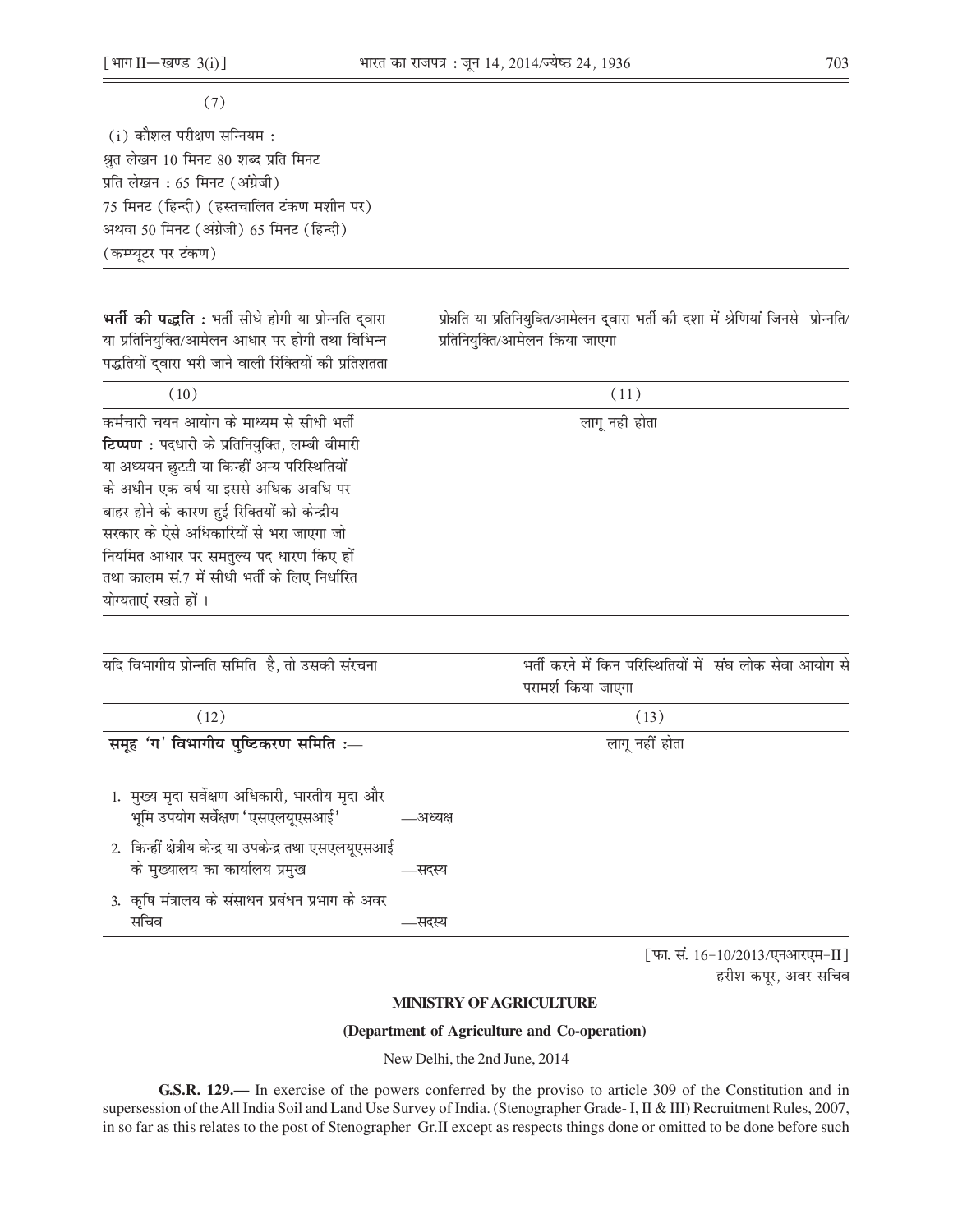| (7) |
|---|
| (i) कौशल परीक्षण सन्नियम : श्रुत लेखन 10 मिनट 80 शब्द प्रति मिनट प्रति लेखन : 65 मिनट (अंग्रेजी) 75 मिनट (हिन्दी) (हस्तचालित टंकण मशीन पर) अथवा 50 मिनट (अंग्रेजी) 65 मिनट (हिन्दी) (कम्प्यूटर पर टंकण) |

| **भर्ती की पद्धति :** भर्ती सीधे होगी या प्रोन्नति द्वारा या प्रतिनियुक्ति/आमेलन आधार पर होगी तथा विभिन्न पद्धतियों द्वारा भरी जाने वाली रिक्तियों की प्रतिशतता | प्रोन्नति या प्रतिनियुक्ति/आमेलन द्वारा भर्ती की दशा में श्रेणियां जिनसे प्रोन्नति/प्रतिनियुक्ति/आमेलन किया जाएगा |
|---|---|
| (10) | (11) |
| कर्मचारी चयन आयोग के माध्यम से सीधी भर्ती<br>**टिप्पण :** पदधारी के प्रतिनियुक्ति, लम्बी बीमारी या अध्ययन छुट्टी या किन्हीं अन्य परिस्थितियों के अधीन एक वर्ष या इससे अधिक अवधि पर बाहर होने के कारण हुई रिक्तियों को केन्द्रीय सरकार के ऐसे अधिकारियों से भरा जाएगा जो नियमित आधार पर समतुल्य पद धारण किए हों तथा कालम सं.7 में सीधी भर्ती के लिए निर्धारित योग्यताएं रखते हों । | लागू नही होता |

| यदि विभागीय प्रोन्नति समिति है, तो उसकी संरचना | भर्ती करने में किन परिस्थितियों में संघ लोक सेवा आयोग से परामर्श किया जाएगा |
|---|---|
| (12) | (13) |
| **समूह 'ग' विभागीय पुष्टिकरण समिति :—**<br>1. मुख्य मृदा सर्वेक्षण अधिकारी, भारतीय मृदा और भूमि उपयोग सर्वेक्षण 'एसएलयूएसआई' —अध्यक्ष<br>2. किन्हीं क्षेत्रीय केन्द्र या उपकेन्द्र तथा एसएलयूएसआई के मुख्यालय का कार्यालय प्रमुख —सदस्य<br>3. कृषि मंत्रालय के संसाधन प्रबंधन प्रभाग के अवर सचिव —सदस्य | लागू नहीं होता |

[फा. सं. 16-10/2013/एनआरएम-II]

हरीश कपूर, अवर सचिव

## MINISTRY OF AGRICULTURE

### (Department of Agriculture and Co-operation)

New Delhi, the 2nd June, 2014

**G.S.R. 129.—** In exercise of the powers conferred by the proviso to article 309 of the Constitution and in supersession of the All India Soil and Land Use Survey of India. (Stenographer Grade- I, II & III) Recruitment Rules, 2007, in so far as this relates to the post of Stenographer Gr.II except as respects things done or omitted to be done before such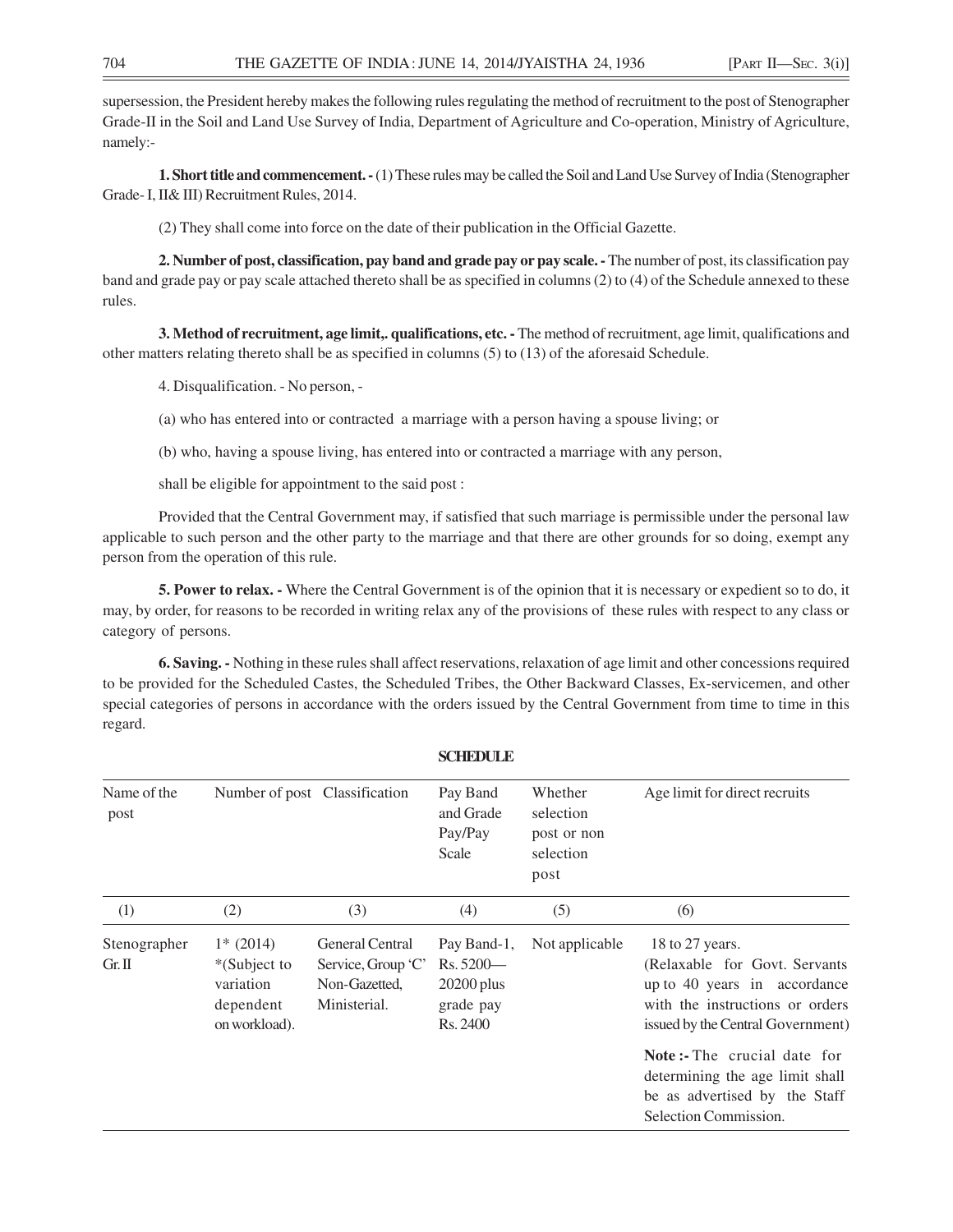supersession, the President hereby makes the following rules regulating the method of recruitment to the post of Stenographer Grade-II in the Soil and Land Use Survey of India, Department of Agriculture and Co-operation, Ministry of Agriculture, namely:-

**1. Short title and commencement. -** (1) These rules may be called the Soil and Land Use Survey of India (Stenographer Grade- I, II& III) Recruitment Rules, 2014.

(2) They shall come into force on the date of their publication in the Official Gazette.

**2. Number of post, classification, pay band and grade pay or pay scale. -** The number of post, its classification pay band and grade pay or pay scale attached thereto shall be as specified in columns (2) to (4) of the Schedule annexed to these rules.

**3. Method of recruitment, age limit,. qualifications, etc. -** The method of recruitment, age limit, qualifications and other matters relating thereto shall be as specified in columns (5) to (13) of the aforesaid Schedule.

4. Disqualification. - No person, -

(a) who has entered into or contracted a marriage with a person having a spouse living; or

(b) who, having a spouse living, has entered into or contracted a marriage with any person,

shall be eligible for appointment to the said post :

Provided that the Central Government may, if satisfied that such marriage is permissible under the personal law applicable to such person and the other party to the marriage and that there are other grounds for so doing, exempt any person from the operation of this rule.

**5. Power to relax. -** Where the Central Government is of the opinion that it is necessary or expedient so to do, it may, by order, for reasons to be recorded in writing relax any of the provisions of these rules with respect to any class or category of persons.

**6. Saving. -** Nothing in these rules shall affect reservations, relaxation of age limit and other concessions required to be provided for the Scheduled Castes, the Scheduled Tribes, the Other Backward Classes, Ex-servicemen, and other special categories of persons in accordance with the orders issued by the Central Government from time to time in this regard.

**SCHEDULE**

| Name of the post | Number of post | Classification | Pay Band and Grade Pay/Pay Scale | Whether selection post or non selection post | Age limit for direct recruits |
|---|---|---|---|---|---|
| (1) | (2) | (3) | (4) | (5) | (6) |
| Stenographer Gr. II | 1* (2014) *(Subject to variation dependent on workload). | General Central Service, Group 'C' Non-Gazetted, Ministerial. | Pay Band-1, Rs. 5200—20200 plus grade pay Rs. 2400 | Not applicable | 18 to 27 years. (Relaxable for Govt. Servants up to 40 years in accordance with the instructions or orders issued by the Central Government)<br><br>**Note :-** The crucial date for determining the age limit shall be as advertised by the Staff Selection Commission. |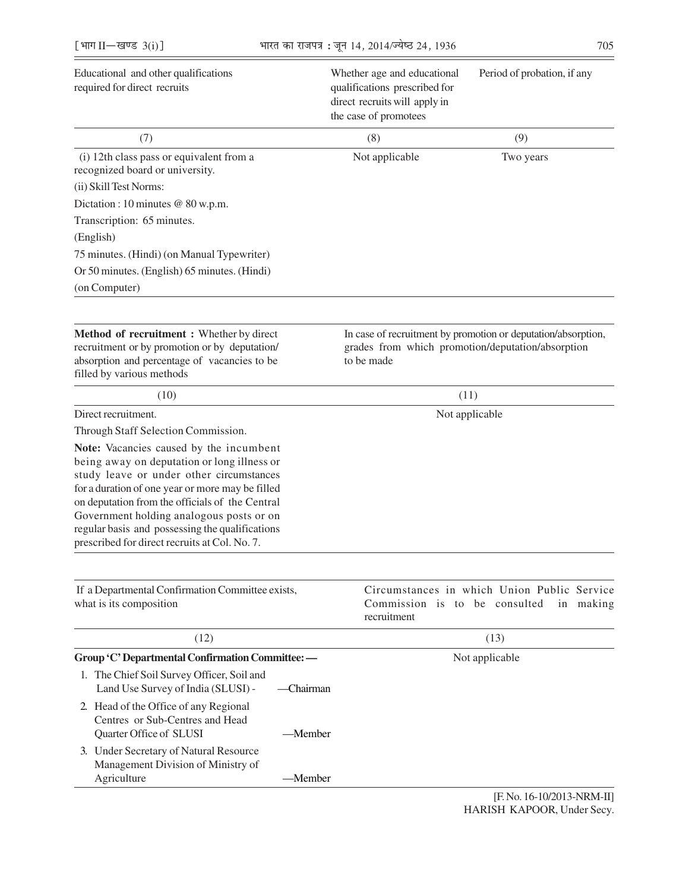| Educational and other qualifications required for direct recruits | Whether age and educational qualifications prescribed for direct recruits will apply in the case of promotees | Period of probation, if any |
|---|---|---|
| (7) | (8) | (9) |
| (i) 12th class pass or equivalent from a recognized board or university.<br>(ii) Skill Test Norms:<br>Dictation : 10 minutes @ 80 w.p.m.<br>Transcription: 65 minutes.<br>(English)<br>75 minutes. (Hindi) (on Manual Typewriter)<br>Or 50 minutes. (English) 65 minutes. (Hindi)<br>(on Computer) | Not applicable | Two years |

| **Method of recruitment :** Whether by direct recruitment or by promotion or by deputation/ absorption and percentage of vacancies to be filled by various methods | In case of recruitment by promotion or deputation/absorption, grades from which promotion/deputation/absorption to be made |
|---|---|
| (10) | (11) |
| Direct recruitment.<br>Through Staff Selection Commission.<br>**Note:** Vacancies caused by the incumbent being away on deputation or long illness or study leave or under other circumstances for a duration of one year or more may be filled on deputation from the officials of the Central Government holding analogous posts or on regular basis and possessing the qualifications prescribed for direct recruits at Col. No. 7. | Not applicable |

| If a Departmental Confirmation Committee exists, what is its composition | Circumstances in which Union Public Service Commission is to be consulted in making recruitment |
|---|---|
| (12) | (13) |
| **Group 'C' Departmental Confirmation Committee: —**<br>1. The Chief Soil Survey Officer, Soil and Land Use Survey of India (SLUSI) - —Chairman<br>2. Head of the Office of any Regional Centres or Sub-Centres and Head Quarter Office of SLUSI —Member<br>3. Under Secretary of Natural Resource Management Division of Ministry of Agriculture —Member | Not applicable |

[F. No. 16-10/2013-NRM-II]

HARISH KAPOOR, Under Secy.